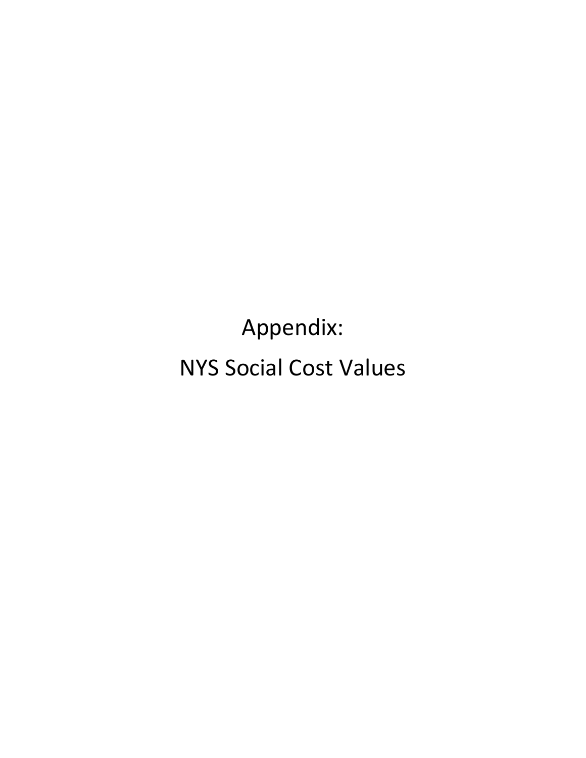# Appendix:

# NYS Social Cost Values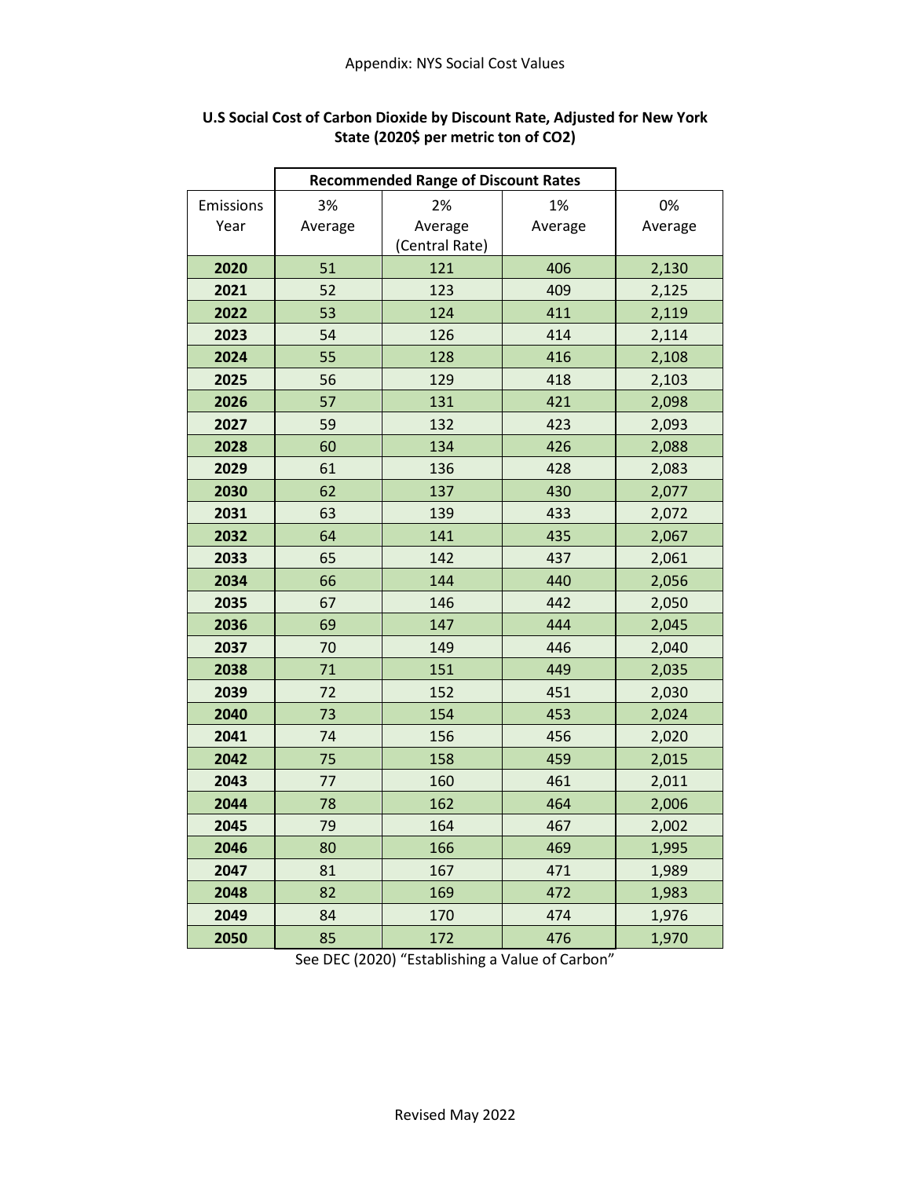Appendix: NYS Social Cost Values

**U.S Social Cost of Carbon Dioxide by Discount Rate, Adjusted for New York State (2020$ per metric ton of CO2)**

| | Recommended Range of Discount Rates | | | |
|---|---|---|---|---|
| Emissions Year | 3% Average | 2% Average (Central Rate) | 1% Average | 0% Average |
| **2020** | 51 | 121 | 406 | 2,130 |
| **2021** | 52 | 123 | 409 | 2,125 |
| **2022** | 53 | 124 | 411 | 2,119 |
| **2023** | 54 | 126 | 414 | 2,114 |
| **2024** | 55 | 128 | 416 | 2,108 |
| **2025** | 56 | 129 | 418 | 2,103 |
| **2026** | 57 | 131 | 421 | 2,098 |
| **2027** | 59 | 132 | 423 | 2,093 |
| **2028** | 60 | 134 | 426 | 2,088 |
| **2029** | 61 | 136 | 428 | 2,083 |
| **2030** | 62 | 137 | 430 | 2,077 |
| **2031** | 63 | 139 | 433 | 2,072 |
| **2032** | 64 | 141 | 435 | 2,067 |
| **2033** | 65 | 142 | 437 | 2,061 |
| **2034** | 66 | 144 | 440 | 2,056 |
| **2035** | 67 | 146 | 442 | 2,050 |
| **2036** | 69 | 147 | 444 | 2,045 |
| **2037** | 70 | 149 | 446 | 2,040 |
| **2038** | 71 | 151 | 449 | 2,035 |
| **2039** | 72 | 152 | 451 | 2,030 |
| **2040** | 73 | 154 | 453 | 2,024 |
| **2041** | 74 | 156 | 456 | 2,020 |
| **2042** | 75 | 158 | 459 | 2,015 |
| **2043** | 77 | 160 | 461 | 2,011 |
| **2044** | 78 | 162 | 464 | 2,006 |
| **2045** | 79 | 164 | 467 | 2,002 |
| **2046** | 80 | 166 | 469 | 1,995 |
| **2047** | 81 | 167 | 471 | 1,989 |
| **2048** | 82 | 169 | 472 | 1,983 |
| **2049** | 84 | 170 | 474 | 1,976 |
| **2050** | 85 | 172 | 476 | 1,970 |

See DEC (2020) "Establishing a Value of Carbon"

Revised May 2022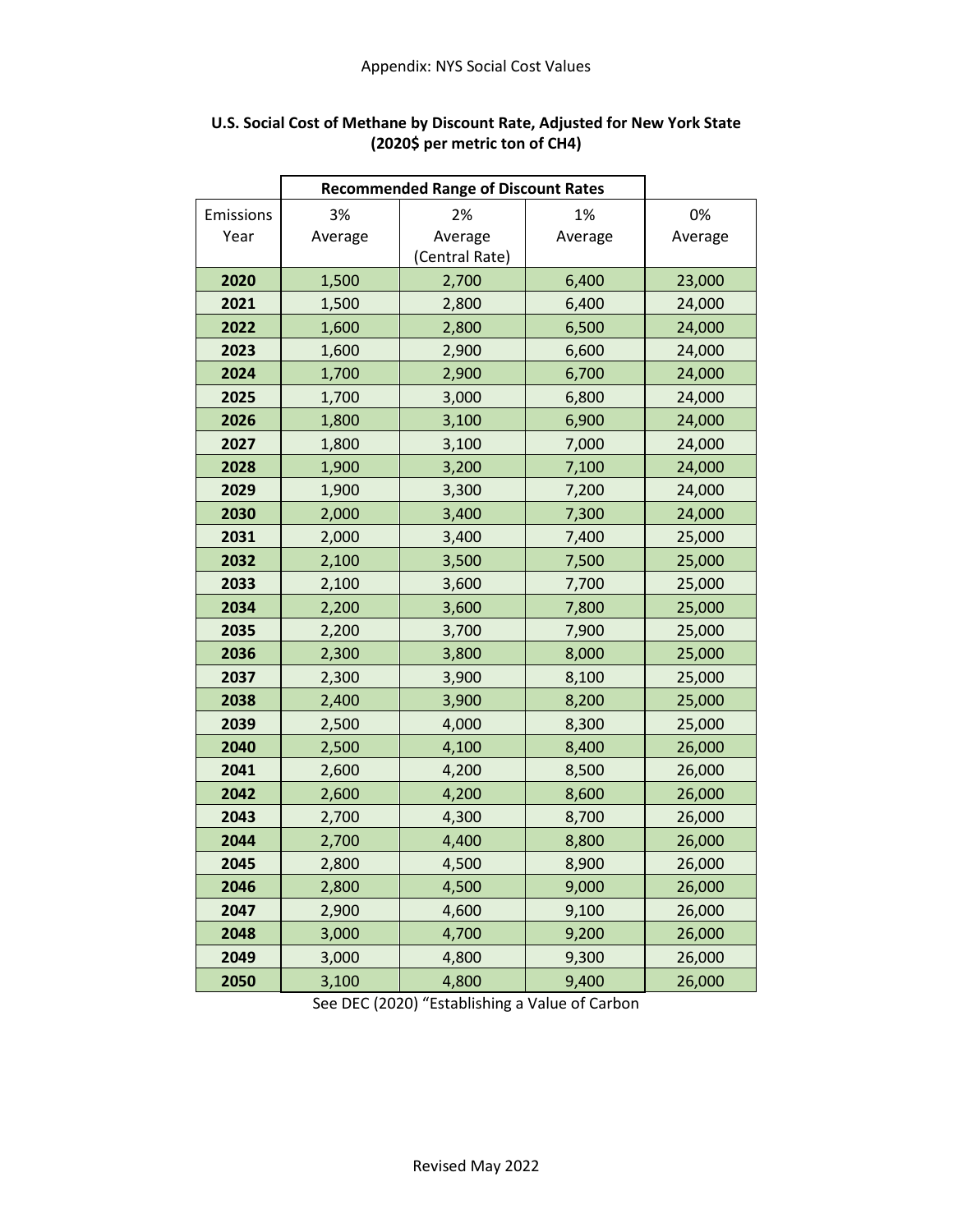Appendix: NYS Social Cost Values

**U.S. Social Cost of Methane by Discount Rate, Adjusted for New York State (2020$ per metric ton of CH4)**

| | Recommended Range of Discount Rates | | | |
|---|---|---|---|---|
| Emissions Year | 3% Average | 2% Average (Central Rate) | 1% Average | 0% Average |
| **2020** | 1,500 | 2,700 | 6,400 | 23,000 |
| **2021** | 1,500 | 2,800 | 6,400 | 24,000 |
| **2022** | 1,600 | 2,800 | 6,500 | 24,000 |
| **2023** | 1,600 | 2,900 | 6,600 | 24,000 |
| **2024** | 1,700 | 2,900 | 6,700 | 24,000 |
| **2025** | 1,700 | 3,000 | 6,800 | 24,000 |
| **2026** | 1,800 | 3,100 | 6,900 | 24,000 |
| **2027** | 1,800 | 3,100 | 7,000 | 24,000 |
| **2028** | 1,900 | 3,200 | 7,100 | 24,000 |
| **2029** | 1,900 | 3,300 | 7,200 | 24,000 |
| **2030** | 2,000 | 3,400 | 7,300 | 24,000 |
| **2031** | 2,000 | 3,400 | 7,400 | 25,000 |
| **2032** | 2,100 | 3,500 | 7,500 | 25,000 |
| **2033** | 2,100 | 3,600 | 7,700 | 25,000 |
| **2034** | 2,200 | 3,600 | 7,800 | 25,000 |
| **2035** | 2,200 | 3,700 | 7,900 | 25,000 |
| **2036** | 2,300 | 3,800 | 8,000 | 25,000 |
| **2037** | 2,300 | 3,900 | 8,100 | 25,000 |
| **2038** | 2,400 | 3,900 | 8,200 | 25,000 |
| **2039** | 2,500 | 4,000 | 8,300 | 25,000 |
| **2040** | 2,500 | 4,100 | 8,400 | 26,000 |
| **2041** | 2,600 | 4,200 | 8,500 | 26,000 |
| **2042** | 2,600 | 4,200 | 8,600 | 26,000 |
| **2043** | 2,700 | 4,300 | 8,700 | 26,000 |
| **2044** | 2,700 | 4,400 | 8,800 | 26,000 |
| **2045** | 2,800 | 4,500 | 8,900 | 26,000 |
| **2046** | 2,800 | 4,500 | 9,000 | 26,000 |
| **2047** | 2,900 | 4,600 | 9,100 | 26,000 |
| **2048** | 3,000 | 4,700 | 9,200 | 26,000 |
| **2049** | 3,000 | 4,800 | 9,300 | 26,000 |
| **2050** | 3,100 | 4,800 | 9,400 | 26,000 |

See DEC (2020) "Establishing a Value of Carbon

Revised May 2022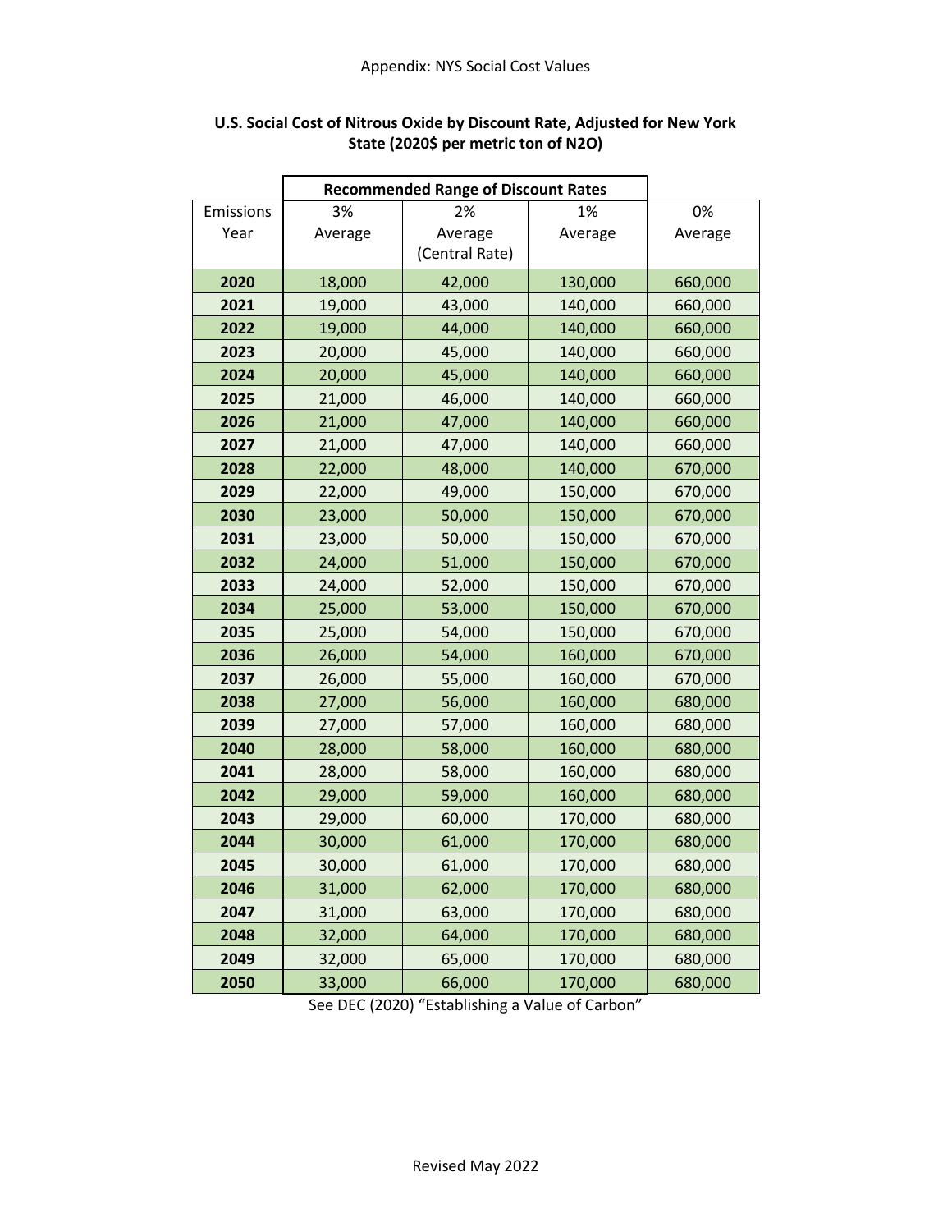Appendix: NYS Social Cost Values

**U.S. Social Cost of Nitrous Oxide by Discount Rate, Adjusted for New York State (2020$ per metric ton of $N_2O$)**

| | Recommended Range of Discount Rates | | | |
|---|---|---|---|---|
| Emissions Year | 3% Average | 2% Average (Central Rate) | 1% Average | 0% Average |
| **2020** | 18,000 | 42,000 | 130,000 | 660,000 |
| **2021** | 19,000 | 43,000 | 140,000 | 660,000 |
| **2022** | 19,000 | 44,000 | 140,000 | 660,000 |
| **2023** | 20,000 | 45,000 | 140,000 | 660,000 |
| **2024** | 20,000 | 45,000 | 140,000 | 660,000 |
| **2025** | 21,000 | 46,000 | 140,000 | 660,000 |
| **2026** | 21,000 | 47,000 | 140,000 | 660,000 |
| **2027** | 21,000 | 47,000 | 140,000 | 660,000 |
| **2028** | 22,000 | 48,000 | 140,000 | 670,000 |
| **2029** | 22,000 | 49,000 | 150,000 | 670,000 |
| **2030** | 23,000 | 50,000 | 150,000 | 670,000 |
| **2031** | 23,000 | 50,000 | 150,000 | 670,000 |
| **2032** | 24,000 | 51,000 | 150,000 | 670,000 |
| **2033** | 24,000 | 52,000 | 150,000 | 670,000 |
| **2034** | 25,000 | 53,000 | 150,000 | 670,000 |
| **2035** | 25,000 | 54,000 | 150,000 | 670,000 |
| **2036** | 26,000 | 54,000 | 160,000 | 670,000 |
| **2037** | 26,000 | 55,000 | 160,000 | 670,000 |
| **2038** | 27,000 | 56,000 | 160,000 | 680,000 |
| **2039** | 27,000 | 57,000 | 160,000 | 680,000 |
| **2040** | 28,000 | 58,000 | 160,000 | 680,000 |
| **2041** | 28,000 | 58,000 | 160,000 | 680,000 |
| **2042** | 29,000 | 59,000 | 160,000 | 680,000 |
| **2043** | 29,000 | 60,000 | 170,000 | 680,000 |
| **2044** | 30,000 | 61,000 | 170,000 | 680,000 |
| **2045** | 30,000 | 61,000 | 170,000 | 680,000 |
| **2046** | 31,000 | 62,000 | 170,000 | 680,000 |
| **2047** | 31,000 | 63,000 | 170,000 | 680,000 |
| **2048** | 32,000 | 64,000 | 170,000 | 680,000 |
| **2049** | 32,000 | 65,000 | 170,000 | 680,000 |
| **2050** | 33,000 | 66,000 | 170,000 | 680,000 |

See DEC (2020) "Establishing a Value of Carbon"

Revised May 2022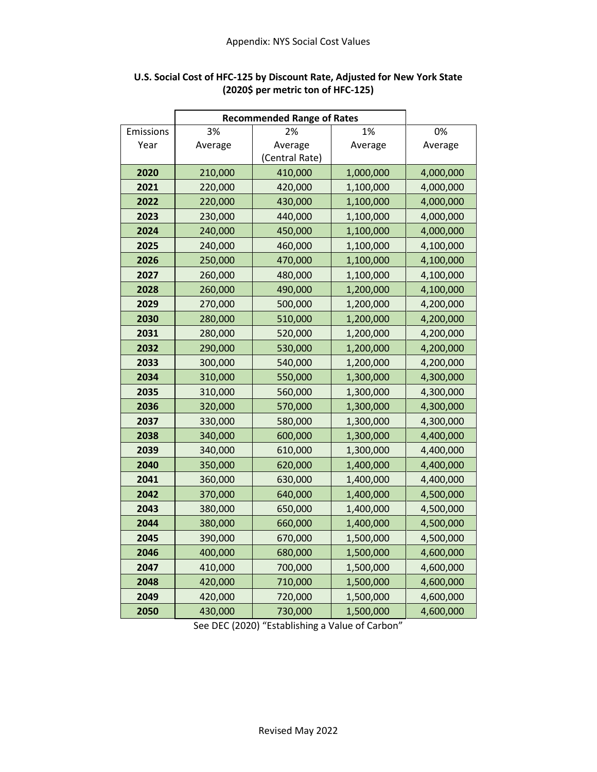Appendix: NYS Social Cost Values

**U.S. Social Cost of HFC-125 by Discount Rate, Adjusted for New York State (2020$ per metric ton of HFC-125)**

| | Recommended Range of Rates | | | |
|---|---|---|---|---|
| Emissions Year | 3% Average | 2% Average (Central Rate) | 1% Average | 0% Average |
| **2020** | 210,000 | 410,000 | 1,000,000 | 4,000,000 |
| **2021** | 220,000 | 420,000 | 1,100,000 | 4,000,000 |
| **2022** | 220,000 | 430,000 | 1,100,000 | 4,000,000 |
| **2023** | 230,000 | 440,000 | 1,100,000 | 4,000,000 |
| **2024** | 240,000 | 450,000 | 1,100,000 | 4,000,000 |
| **2025** | 240,000 | 460,000 | 1,100,000 | 4,100,000 |
| **2026** | 250,000 | 470,000 | 1,100,000 | 4,100,000 |
| **2027** | 260,000 | 480,000 | 1,100,000 | 4,100,000 |
| **2028** | 260,000 | 490,000 | 1,200,000 | 4,100,000 |
| **2029** | 270,000 | 500,000 | 1,200,000 | 4,200,000 |
| **2030** | 280,000 | 510,000 | 1,200,000 | 4,200,000 |
| **2031** | 280,000 | 520,000 | 1,200,000 | 4,200,000 |
| **2032** | 290,000 | 530,000 | 1,200,000 | 4,200,000 |
| **2033** | 300,000 | 540,000 | 1,200,000 | 4,200,000 |
| **2034** | 310,000 | 550,000 | 1,300,000 | 4,300,000 |
| **2035** | 310,000 | 560,000 | 1,300,000 | 4,300,000 |
| **2036** | 320,000 | 570,000 | 1,300,000 | 4,300,000 |
| **2037** | 330,000 | 580,000 | 1,300,000 | 4,300,000 |
| **2038** | 340,000 | 600,000 | 1,300,000 | 4,400,000 |
| **2039** | 340,000 | 610,000 | 1,300,000 | 4,400,000 |
| **2040** | 350,000 | 620,000 | 1,400,000 | 4,400,000 |
| **2041** | 360,000 | 630,000 | 1,400,000 | 4,400,000 |
| **2042** | 370,000 | 640,000 | 1,400,000 | 4,500,000 |
| **2043** | 380,000 | 650,000 | 1,400,000 | 4,500,000 |
| **2044** | 380,000 | 660,000 | 1,400,000 | 4,500,000 |
| **2045** | 390,000 | 670,000 | 1,500,000 | 4,500,000 |
| **2046** | 400,000 | 680,000 | 1,500,000 | 4,600,000 |
| **2047** | 410,000 | 700,000 | 1,500,000 | 4,600,000 |
| **2048** | 420,000 | 710,000 | 1,500,000 | 4,600,000 |
| **2049** | 420,000 | 720,000 | 1,500,000 | 4,600,000 |
| **2050** | 430,000 | 730,000 | 1,500,000 | 4,600,000 |

See DEC (2020) "Establishing a Value of Carbon"

Revised May 2022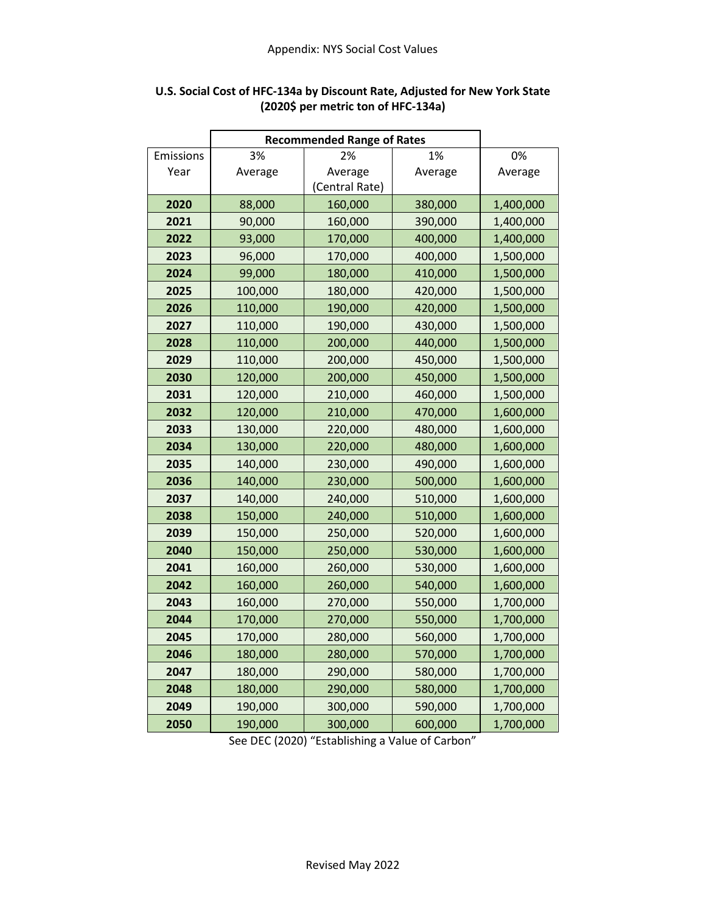**U.S. Social Cost of HFC-134a by Discount Rate, Adjusted for New York State (2020$ per metric ton of HFC-134a)**

| | Recommended Range of Rates | | | |
|---|---|---|---|---|
| Emissions Year | 3% Average | 2% Average (Central Rate) | 1% Average | 0% Average |
| **2020** | 88,000 | 160,000 | 380,000 | 1,400,000 |
| **2021** | 90,000 | 160,000 | 390,000 | 1,400,000 |
| **2022** | 93,000 | 170,000 | 400,000 | 1,400,000 |
| **2023** | 96,000 | 170,000 | 400,000 | 1,500,000 |
| **2024** | 99,000 | 180,000 | 410,000 | 1,500,000 |
| **2025** | 100,000 | 180,000 | 420,000 | 1,500,000 |
| **2026** | 110,000 | 190,000 | 420,000 | 1,500,000 |
| **2027** | 110,000 | 190,000 | 430,000 | 1,500,000 |
| **2028** | 110,000 | 200,000 | 440,000 | 1,500,000 |
| **2029** | 110,000 | 200,000 | 450,000 | 1,500,000 |
| **2030** | 120,000 | 200,000 | 450,000 | 1,500,000 |
| **2031** | 120,000 | 210,000 | 460,000 | 1,500,000 |
| **2032** | 120,000 | 210,000 | 470,000 | 1,600,000 |
| **2033** | 130,000 | 220,000 | 480,000 | 1,600,000 |
| **2034** | 130,000 | 220,000 | 480,000 | 1,600,000 |
| **2035** | 140,000 | 230,000 | 490,000 | 1,600,000 |
| **2036** | 140,000 | 230,000 | 500,000 | 1,600,000 |
| **2037** | 140,000 | 240,000 | 510,000 | 1,600,000 |
| **2038** | 150,000 | 240,000 | 510,000 | 1,600,000 |
| **2039** | 150,000 | 250,000 | 520,000 | 1,600,000 |
| **2040** | 150,000 | 250,000 | 530,000 | 1,600,000 |
| **2041** | 160,000 | 260,000 | 530,000 | 1,600,000 |
| **2042** | 160,000 | 260,000 | 540,000 | 1,600,000 |
| **2043** | 160,000 | 270,000 | 550,000 | 1,700,000 |
| **2044** | 170,000 | 270,000 | 550,000 | 1,700,000 |
| **2045** | 170,000 | 280,000 | 560,000 | 1,700,000 |
| **2046** | 180,000 | 280,000 | 570,000 | 1,700,000 |
| **2047** | 180,000 | 290,000 | 580,000 | 1,700,000 |
| **2048** | 180,000 | 290,000 | 580,000 | 1,700,000 |
| **2049** | 190,000 | 300,000 | 590,000 | 1,700,000 |
| **2050** | 190,000 | 300,000 | 600,000 | 1,700,000 |

See DEC (2020) "Establishing a Value of Carbon"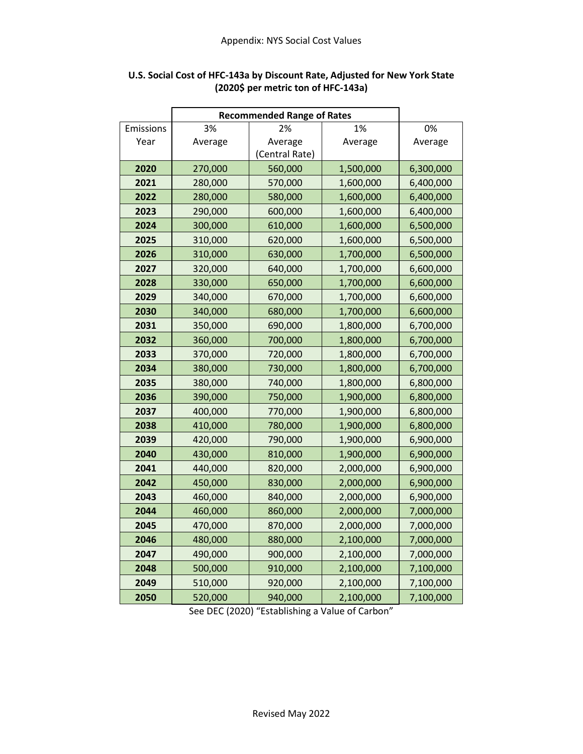Appendix: NYS Social Cost Values

**U.S. Social Cost of HFC-143a by Discount Rate, Adjusted for New York State (2020$ per metric ton of HFC-143a)**

| | Recommended Range of Rates | | | |
|---|---|---|---|---|
| Emissions Year | 3% Average | 2% Average (Central Rate) | 1% Average | 0% Average |
| **2020** | 270,000 | 560,000 | 1,500,000 | 6,300,000 |
| **2021** | 280,000 | 570,000 | 1,600,000 | 6,400,000 |
| **2022** | 280,000 | 580,000 | 1,600,000 | 6,400,000 |
| **2023** | 290,000 | 600,000 | 1,600,000 | 6,400,000 |
| **2024** | 300,000 | 610,000 | 1,600,000 | 6,500,000 |
| **2025** | 310,000 | 620,000 | 1,600,000 | 6,500,000 |
| **2026** | 310,000 | 630,000 | 1,700,000 | 6,500,000 |
| **2027** | 320,000 | 640,000 | 1,700,000 | 6,600,000 |
| **2028** | 330,000 | 650,000 | 1,700,000 | 6,600,000 |
| **2029** | 340,000 | 670,000 | 1,700,000 | 6,600,000 |
| **2030** | 340,000 | 680,000 | 1,700,000 | 6,600,000 |
| **2031** | 350,000 | 690,000 | 1,800,000 | 6,700,000 |
| **2032** | 360,000 | 700,000 | 1,800,000 | 6,700,000 |
| **2033** | 370,000 | 720,000 | 1,800,000 | 6,700,000 |
| **2034** | 380,000 | 730,000 | 1,800,000 | 6,700,000 |
| **2035** | 380,000 | 740,000 | 1,800,000 | 6,800,000 |
| **2036** | 390,000 | 750,000 | 1,900,000 | 6,800,000 |
| **2037** | 400,000 | 770,000 | 1,900,000 | 6,800,000 |
| **2038** | 410,000 | 780,000 | 1,900,000 | 6,800,000 |
| **2039** | 420,000 | 790,000 | 1,900,000 | 6,900,000 |
| **2040** | 430,000 | 810,000 | 1,900,000 | 6,900,000 |
| **2041** | 440,000 | 820,000 | 2,000,000 | 6,900,000 |
| **2042** | 450,000 | 830,000 | 2,000,000 | 6,900,000 |
| **2043** | 460,000 | 840,000 | 2,000,000 | 6,900,000 |
| **2044** | 460,000 | 860,000 | 2,000,000 | 7,000,000 |
| **2045** | 470,000 | 870,000 | 2,000,000 | 7,000,000 |
| **2046** | 480,000 | 880,000 | 2,100,000 | 7,000,000 |
| **2047** | 490,000 | 900,000 | 2,100,000 | 7,000,000 |
| **2048** | 500,000 | 910,000 | 2,100,000 | 7,100,000 |
| **2049** | 510,000 | 920,000 | 2,100,000 | 7,100,000 |
| **2050** | 520,000 | 940,000 | 2,100,000 | 7,100,000 |

See DEC (2020) "Establishing a Value of Carbon"

Revised May 2022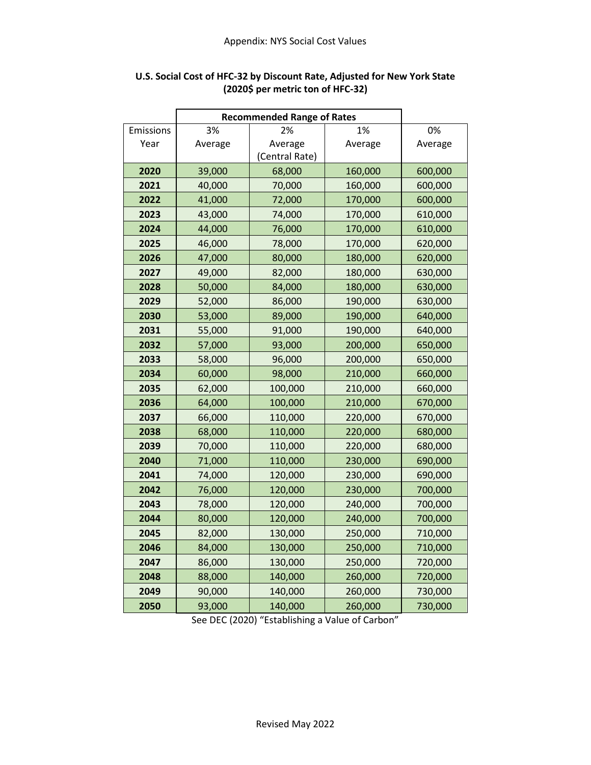**U.S. Social Cost of HFC-32 by Discount Rate, Adjusted for New York State (2020$ per metric ton of HFC-32)**

| | Recommended Range of Rates | | | |
|---|---|---|---|---|
| Emissions Year | 3% Average | 2% Average (Central Rate) | 1% Average | 0% Average |
| **2020** | 39,000 | 68,000 | 160,000 | 600,000 |
| **2021** | 40,000 | 70,000 | 160,000 | 600,000 |
| **2022** | 41,000 | 72,000 | 170,000 | 600,000 |
| **2023** | 43,000 | 74,000 | 170,000 | 610,000 |
| **2024** | 44,000 | 76,000 | 170,000 | 610,000 |
| **2025** | 46,000 | 78,000 | 170,000 | 620,000 |
| **2026** | 47,000 | 80,000 | 180,000 | 620,000 |
| **2027** | 49,000 | 82,000 | 180,000 | 630,000 |
| **2028** | 50,000 | 84,000 | 180,000 | 630,000 |
| **2029** | 52,000 | 86,000 | 190,000 | 630,000 |
| **2030** | 53,000 | 89,000 | 190,000 | 640,000 |
| **2031** | 55,000 | 91,000 | 190,000 | 640,000 |
| **2032** | 57,000 | 93,000 | 200,000 | 650,000 |
| **2033** | 58,000 | 96,000 | 200,000 | 650,000 |
| **2034** | 60,000 | 98,000 | 210,000 | 660,000 |
| **2035** | 62,000 | 100,000 | 210,000 | 660,000 |
| **2036** | 64,000 | 100,000 | 210,000 | 670,000 |
| **2037** | 66,000 | 110,000 | 220,000 | 670,000 |
| **2038** | 68,000 | 110,000 | 220,000 | 680,000 |
| **2039** | 70,000 | 110,000 | 220,000 | 680,000 |
| **2040** | 71,000 | 110,000 | 230,000 | 690,000 |
| **2041** | 74,000 | 120,000 | 230,000 | 690,000 |
| **2042** | 76,000 | 120,000 | 230,000 | 700,000 |
| **2043** | 78,000 | 120,000 | 240,000 | 700,000 |
| **2044** | 80,000 | 120,000 | 240,000 | 700,000 |
| **2045** | 82,000 | 130,000 | 250,000 | 710,000 |
| **2046** | 84,000 | 130,000 | 250,000 | 710,000 |
| **2047** | 86,000 | 130,000 | 250,000 | 720,000 |
| **2048** | 88,000 | 140,000 | 260,000 | 720,000 |
| **2049** | 90,000 | 140,000 | 260,000 | 730,000 |
| **2050** | 93,000 | 140,000 | 260,000 | 730,000 |

See DEC (2020) "Establishing a Value of Carbon"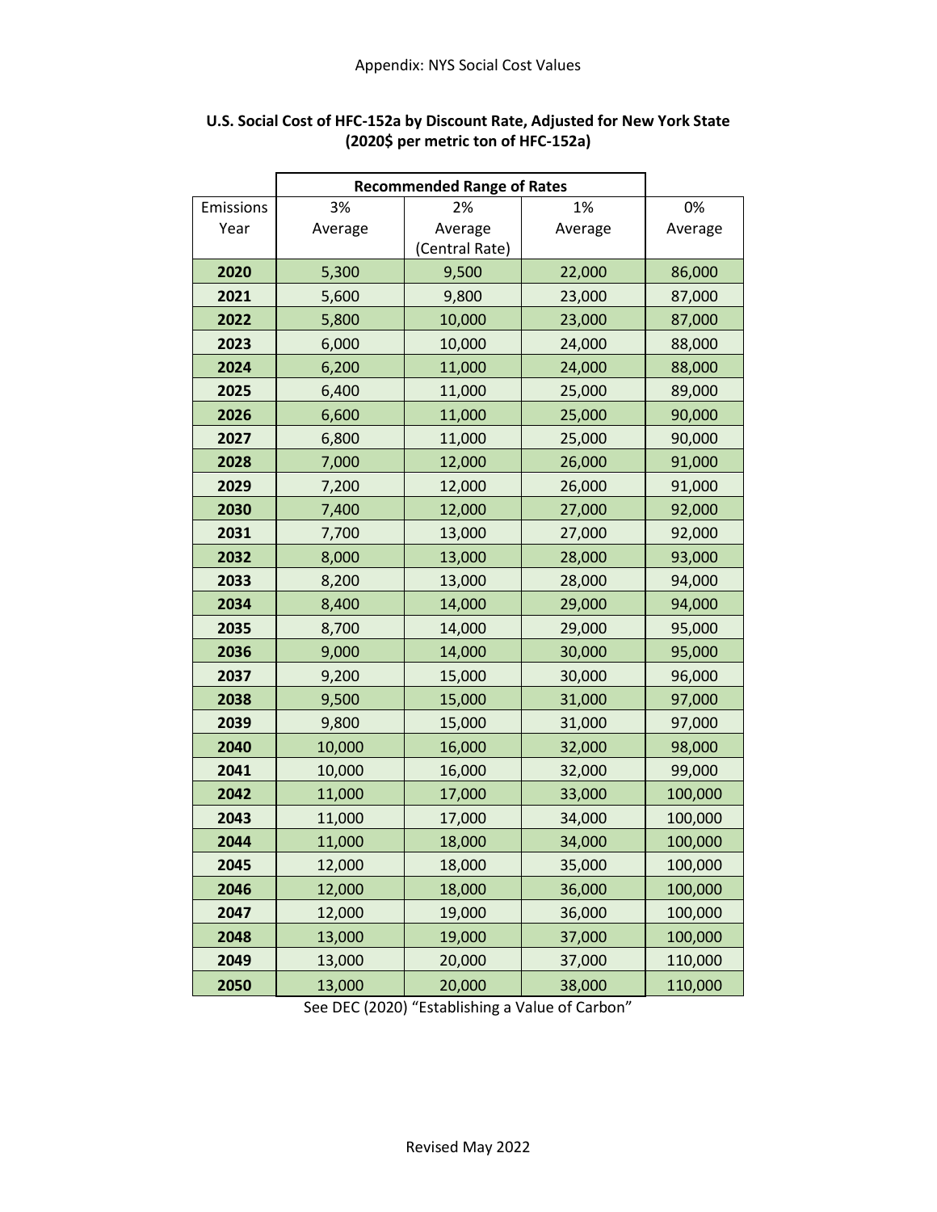Appendix: NYS Social Cost Values

**U.S. Social Cost of HFC-152a by Discount Rate, Adjusted for New York State (2020$ per metric ton of HFC-152a)**

| | Recommended Range of Rates | | | |
|---|---|---|---|---|
| Emissions Year | 3% Average | 2% Average (Central Rate) | 1% Average | 0% Average |
| **2020** | 5,300 | 9,500 | 22,000 | 86,000 |
| **2021** | 5,600 | 9,800 | 23,000 | 87,000 |
| **2022** | 5,800 | 10,000 | 23,000 | 87,000 |
| **2023** | 6,000 | 10,000 | 24,000 | 88,000 |
| **2024** | 6,200 | 11,000 | 24,000 | 88,000 |
| **2025** | 6,400 | 11,000 | 25,000 | 89,000 |
| **2026** | 6,600 | 11,000 | 25,000 | 90,000 |
| **2027** | 6,800 | 11,000 | 25,000 | 90,000 |
| **2028** | 7,000 | 12,000 | 26,000 | 91,000 |
| **2029** | 7,200 | 12,000 | 26,000 | 91,000 |
| **2030** | 7,400 | 12,000 | 27,000 | 92,000 |
| **2031** | 7,700 | 13,000 | 27,000 | 92,000 |
| **2032** | 8,000 | 13,000 | 28,000 | 93,000 |
| **2033** | 8,200 | 13,000 | 28,000 | 94,000 |
| **2034** | 8,400 | 14,000 | 29,000 | 94,000 |
| **2035** | 8,700 | 14,000 | 29,000 | 95,000 |
| **2036** | 9,000 | 14,000 | 30,000 | 95,000 |
| **2037** | 9,200 | 15,000 | 30,000 | 96,000 |
| **2038** | 9,500 | 15,000 | 31,000 | 97,000 |
| **2039** | 9,800 | 15,000 | 31,000 | 97,000 |
| **2040** | 10,000 | 16,000 | 32,000 | 98,000 |
| **2041** | 10,000 | 16,000 | 32,000 | 99,000 |
| **2042** | 11,000 | 17,000 | 33,000 | 100,000 |
| **2043** | 11,000 | 17,000 | 34,000 | 100,000 |
| **2044** | 11,000 | 18,000 | 34,000 | 100,000 |
| **2045** | 12,000 | 18,000 | 35,000 | 100,000 |
| **2046** | 12,000 | 18,000 | 36,000 | 100,000 |
| **2047** | 12,000 | 19,000 | 36,000 | 100,000 |
| **2048** | 13,000 | 19,000 | 37,000 | 100,000 |
| **2049** | 13,000 | 20,000 | 37,000 | 110,000 |
| **2050** | 13,000 | 20,000 | 38,000 | 110,000 |

See DEC (2020) "Establishing a Value of Carbon"

Revised May 2022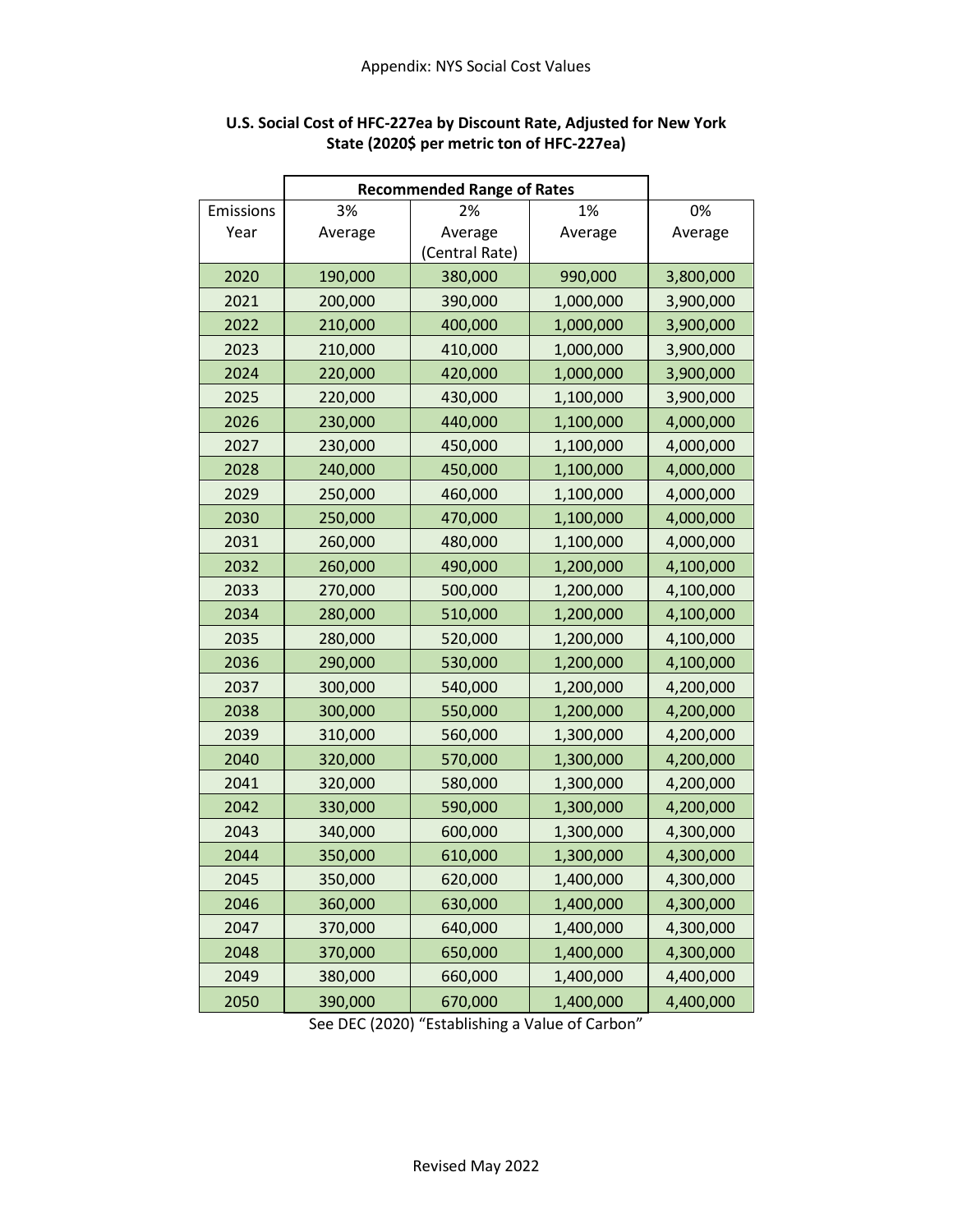Appendix: NYS Social Cost Values

**U.S. Social Cost of HFC-227ea by Discount Rate, Adjusted for New York State (2020$ per metric ton of HFC-227ea)**

| | Recommended Range of Rates | | | |
|---|---|---|---|---|
| Emissions Year | 3% Average | 2% Average (Central Rate) | 1% Average | 0% Average |
| 2020 | 190,000 | 380,000 | 990,000 | 3,800,000 |
| 2021 | 200,000 | 390,000 | 1,000,000 | 3,900,000 |
| 2022 | 210,000 | 400,000 | 1,000,000 | 3,900,000 |
| 2023 | 210,000 | 410,000 | 1,000,000 | 3,900,000 |
| 2024 | 220,000 | 420,000 | 1,000,000 | 3,900,000 |
| 2025 | 220,000 | 430,000 | 1,100,000 | 3,900,000 |
| 2026 | 230,000 | 440,000 | 1,100,000 | 4,000,000 |
| 2027 | 230,000 | 450,000 | 1,100,000 | 4,000,000 |
| 2028 | 240,000 | 450,000 | 1,100,000 | 4,000,000 |
| 2029 | 250,000 | 460,000 | 1,100,000 | 4,000,000 |
| 2030 | 250,000 | 470,000 | 1,100,000 | 4,000,000 |
| 2031 | 260,000 | 480,000 | 1,100,000 | 4,000,000 |
| 2032 | 260,000 | 490,000 | 1,200,000 | 4,100,000 |
| 2033 | 270,000 | 500,000 | 1,200,000 | 4,100,000 |
| 2034 | 280,000 | 510,000 | 1,200,000 | 4,100,000 |
| 2035 | 280,000 | 520,000 | 1,200,000 | 4,100,000 |
| 2036 | 290,000 | 530,000 | 1,200,000 | 4,100,000 |
| 2037 | 300,000 | 540,000 | 1,200,000 | 4,200,000 |
| 2038 | 300,000 | 550,000 | 1,200,000 | 4,200,000 |
| 2039 | 310,000 | 560,000 | 1,300,000 | 4,200,000 |
| 2040 | 320,000 | 570,000 | 1,300,000 | 4,200,000 |
| 2041 | 320,000 | 580,000 | 1,300,000 | 4,200,000 |
| 2042 | 330,000 | 590,000 | 1,300,000 | 4,200,000 |
| 2043 | 340,000 | 600,000 | 1,300,000 | 4,300,000 |
| 2044 | 350,000 | 610,000 | 1,300,000 | 4,300,000 |
| 2045 | 350,000 | 620,000 | 1,400,000 | 4,300,000 |
| 2046 | 360,000 | 630,000 | 1,400,000 | 4,300,000 |
| 2047 | 370,000 | 640,000 | 1,400,000 | 4,300,000 |
| 2048 | 370,000 | 650,000 | 1,400,000 | 4,300,000 |
| 2049 | 380,000 | 660,000 | 1,400,000 | 4,400,000 |
| 2050 | 390,000 | 670,000 | 1,400,000 | 4,400,000 |

See DEC (2020) "Establishing a Value of Carbon"

Revised May 2022